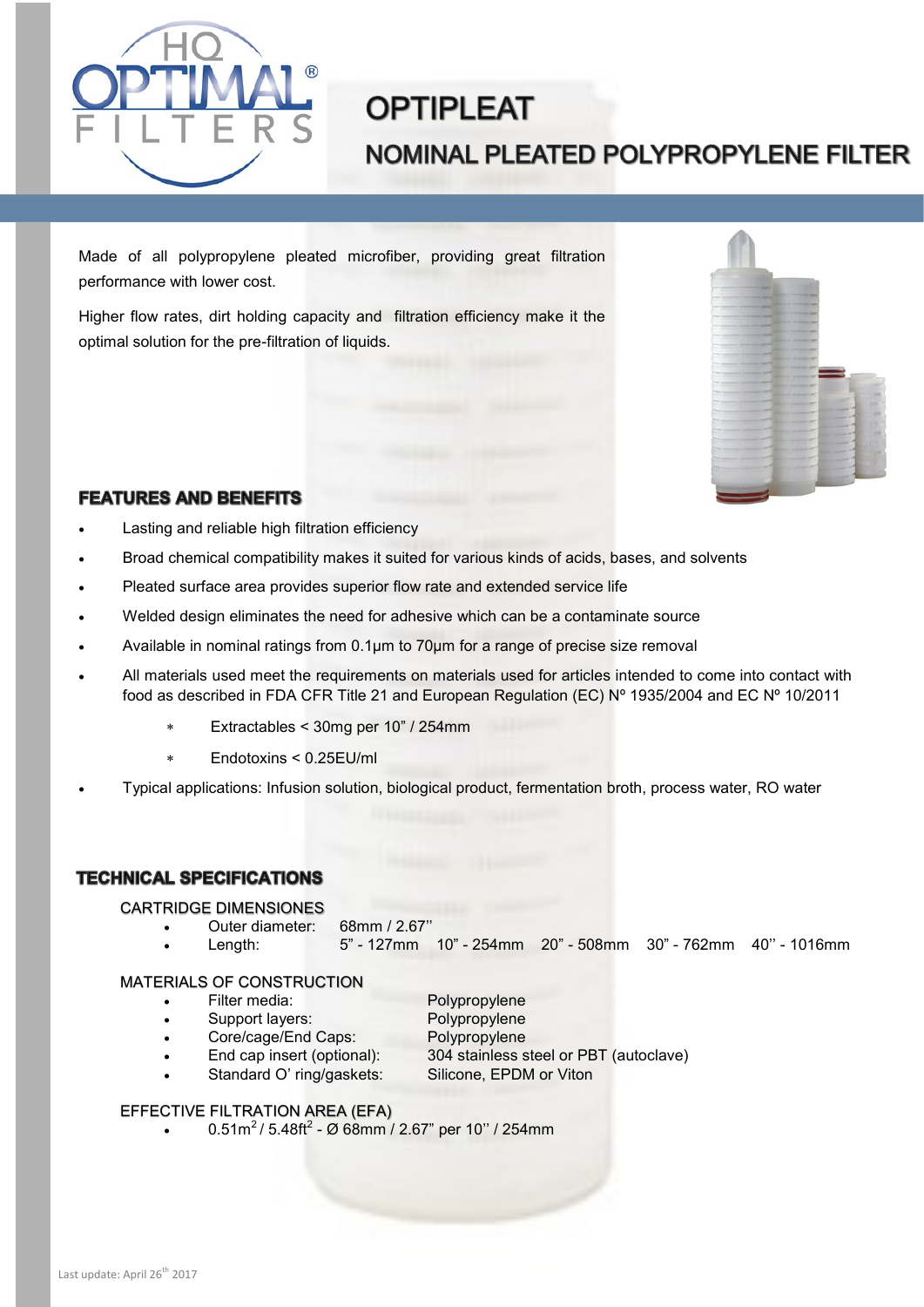HQ OPTIMAL® FILTERS

# OPTIPLEAT

## NOMINAL PLEATED POLYPROPYLENE FILTER

Made of all polypropylene pleated microfiber, providing great filtration performance with lower cost.

Higher flow rates, dirt holding capacity and filtration efficiency make it the optimal solution for the pre-filtration of liquids.

### FEATURES AND BENEFITS

- Lasting and reliable high filtration efficiency
- Broad chemical compatibility makes it suited for various kinds of acids, bases, and solvents
- Pleated surface area provides superior flow rate and extended service life
- Welded design eliminates the need for adhesive which can be a contaminate source
- Available in nominal ratings from 0.1µm to 70µm for a range of precise size removal
- All materials used meet the requirements on materials used for articles intended to come into contact with food as described in FDA CFR Title 21 and European Regulation (EC) Nº 1935/2004 and EC Nº 10/2011
    - Extractables < 30mg per 10" / 254mm
    - Endotoxins < 0.25EU/ml
- Typical applications: Infusion solution, biological product, fermentation broth, process water, RO water

### TECHNICAL SPECIFICATIONS

CARTRIDGE DIMENSIONES

- Outer diameter: 68mm / 2.67''
- Length: 5" - 127mm 10" - 254mm 20" - 508mm 30" - 762mm 40'' - 1016mm

MATERIALS OF CONSTRUCTION

- Filter media: Polypropylene
- Support layers: Polypropylene
- Core/cage/End Caps: Polypropylene
- End cap insert (optional): 304 stainless steel or PBT (autoclave)
- Standard O' ring/gaskets: Silicone, EPDM or Viton

EFFECTIVE FILTRATION AREA (EFA)

- $0.51m^2$ / $5.48ft^2$ - Ø 68mm / 2.67" per 10'' / 254mm

Last update: April 26th 2017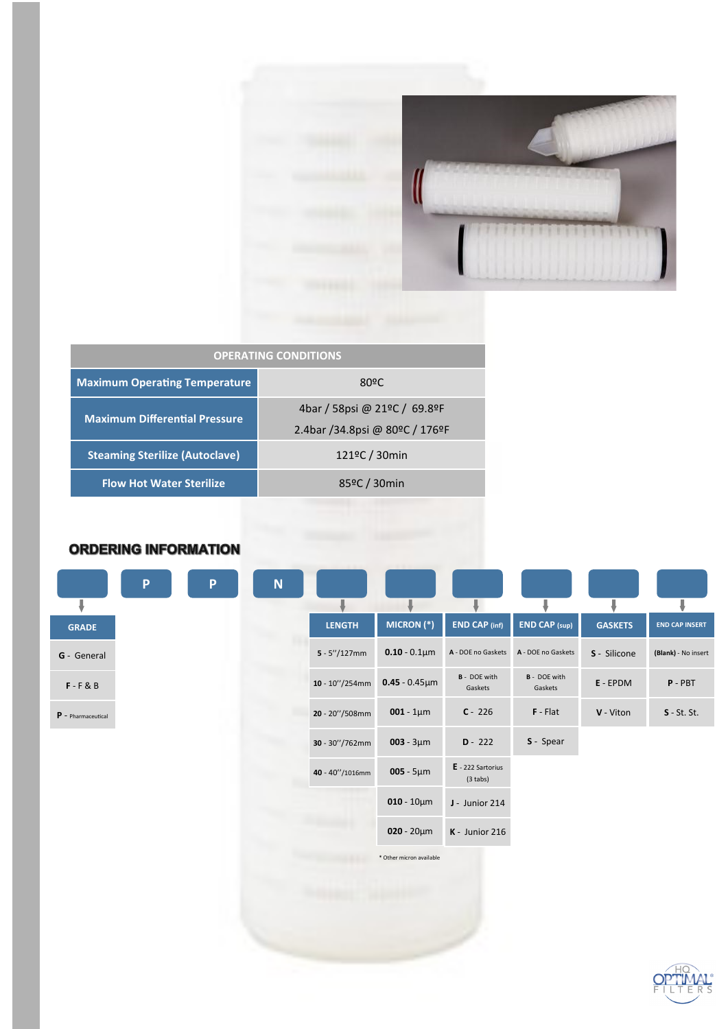| OPERATING CONDITIONS | |
|---|---|
| Maximum Operating Temperature | 80ºC |
| Maximum Differential Pressure | 4bar / 58psi @ 21ºC / 69.8ºF<br>2.4bar /34.8psi @ 80ºC / 176ºF |
| Steaming Sterilize (Autoclave) | 121ºC / 30min |
| Flow Hot Water Sterilize | 85ºC / 30min |

## ORDERING INFORMATION

| | P | P | N | | | | | | |
|---|---|---|---|---|---|---|---|---|---|
| **GRADE** | | | | **LENGTH** | **MICRON (*)** | **END CAP (inf)** | **END CAP (sup)** | **GASKETS** | **END CAP INSERT** |
| **G** - General | | | | **5** - 5''/127mm | **0.10** - 0.1µm | **A** - DOE no Gaskets | **A** - DOE no Gaskets | **S** - Silicone | **(Blank)** - No insert |
| **F** - F & B | | | | **10** - 10''/254mm | **0.45** - 0.45µm | **B** - DOE with Gaskets | **B** - DOE with Gaskets | **E** - EPDM | **P** - PBT |
| **P** - Pharmaceutical | | | | **20** - 20''/508mm | **001** - 1µm | **C** - 226 | **F** - Flat | **V** - Viton | **S** - St. St. |
| | | | | **30** - 30''/762mm | **003** - 3µm | **D** - 222 | **S** - Spear | | |
| | | | | **40** - 40''/1016mm | **005** - 5µm | **E** - 222 Sartorius (3 tabs) | | | |
| | | | | | **010** - 10µm | **J** - Junior 214 | | | |
| | | | | | **020** - 20µm | **K** - Junior 216 | | | |

* Other micron available